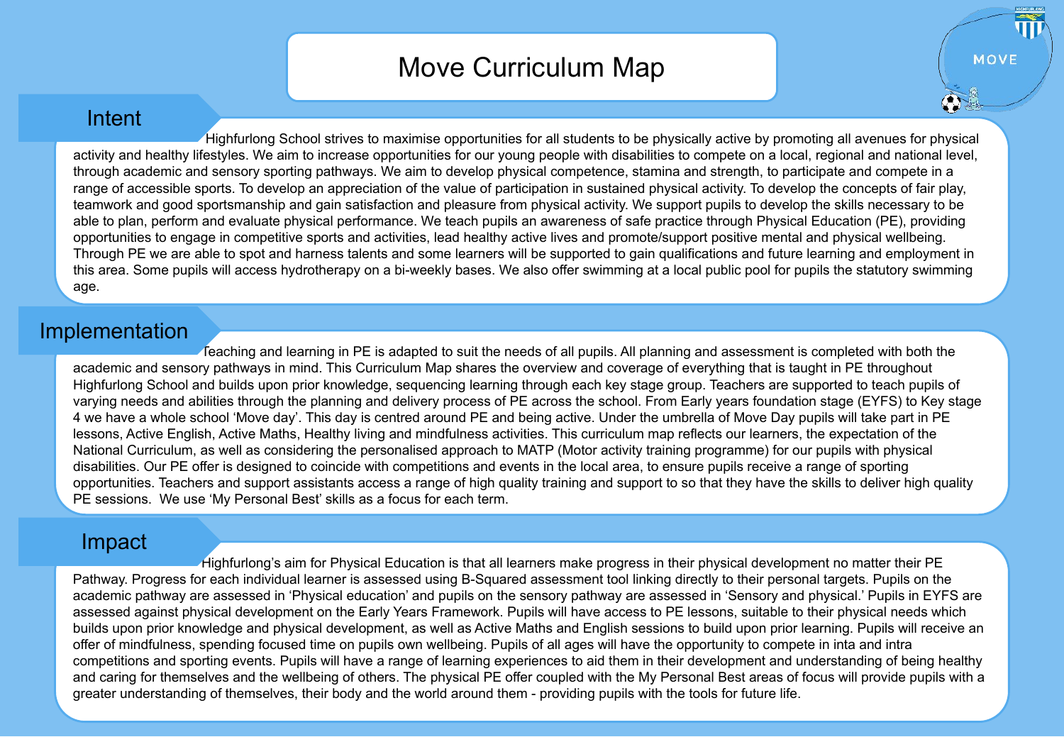# Move Curriculum Map

MOVE

## Intent

Highfurlong School strives to maximise opportunities for all students to be physically active by promoting all avenues for physical activity and healthy lifestyles. We aim to increase opportunities for our young people with disabilities to compete on a local, regional and national level, through academic and sensory sporting pathways. We aim to develop physical competence, stamina and strength, to participate and compete in a range of accessible sports. To develop an appreciation of the value of participation in sustained physical activity. To develop the concepts of fair play, teamwork and good sportsmanship and gain satisfaction and pleasure from physical activity. We support pupils to develop the skills necessary to be able to plan, perform and evaluate physical performance. We teach pupils an awareness of safe practice through Physical Education (PE), providing opportunities to engage in competitive sports and activities, lead healthy active lives and promote/support positive mental and physical wellbeing. Through PE we are able to spot and harness talents and some learners will be supported to gain qualifications and future learning and employment in this area. Some pupils will access hydrotherapy on a bi-weekly bases. We also offer swimming at a local public pool for pupils the statutory swimming age.

## Implementation

Teaching and learning in PE is adapted to suit the needs of all pupils. All planning and assessment is completed with both the academic and sensory pathways in mind. This Curriculum Map shares the overview and coverage of everything that is taught in PE throughout Highfurlong School and builds upon prior knowledge, sequencing learning through each key stage group. Teachers are supported to teach pupils of varying needs and abilities through the planning and delivery process of PE across the school. From Early years foundation stage (EYFS) to Key stage 4 we have a whole school 'Move day'. This day is centred around PE and being active. Under the umbrella of Move Day pupils will take part in PE lessons, Active English, Active Maths, Healthy living and mindfulness activities. This curriculum map reflects our learners, the expectation of the National Curriculum, as well as considering the personalised approach to MATP (Motor activity training programme) for our pupils with physical disabilities. Our PE offer is designed to coincide with competitions and events in the local area, to ensure pupils receive a range of sporting opportunities. Teachers and support assistants access a range of high quality training and support to so that they have the skills to deliver high quality PE sessions. We use 'My Personal Best' skills as a focus for each term.

## Impact

Highfurlong's aim for Physical Education is that all learners make progress in their physical development no matter their PE Pathway. Progress for each individual learner is assessed using B-Squared assessment tool linking directly to their personal targets. Pupils on the academic pathway are assessed in 'Physical education' and pupils on the sensory pathway are assessed in 'Sensory and physical.' Pupils in EYFS are assessed against physical development on the Early Years Framework. Pupils will have access to PE lessons, suitable to their physical needs which builds upon prior knowledge and physical development, as well as Active Maths and English sessions to build upon prior learning. Pupils will receive an offer of mindfulness, spending focused time on pupils own wellbeing. Pupils of all ages will have the opportunity to compete in inta and intra competitions and sporting events. Pupils will have a range of learning experiences to aid them in their development and understanding of being healthy and caring for themselves and the wellbeing of others. The physical PE offer coupled with the My Personal Best areas of focus will provide pupils with a greater understanding of themselves, their body and the world around them - providing pupils with the tools for future life.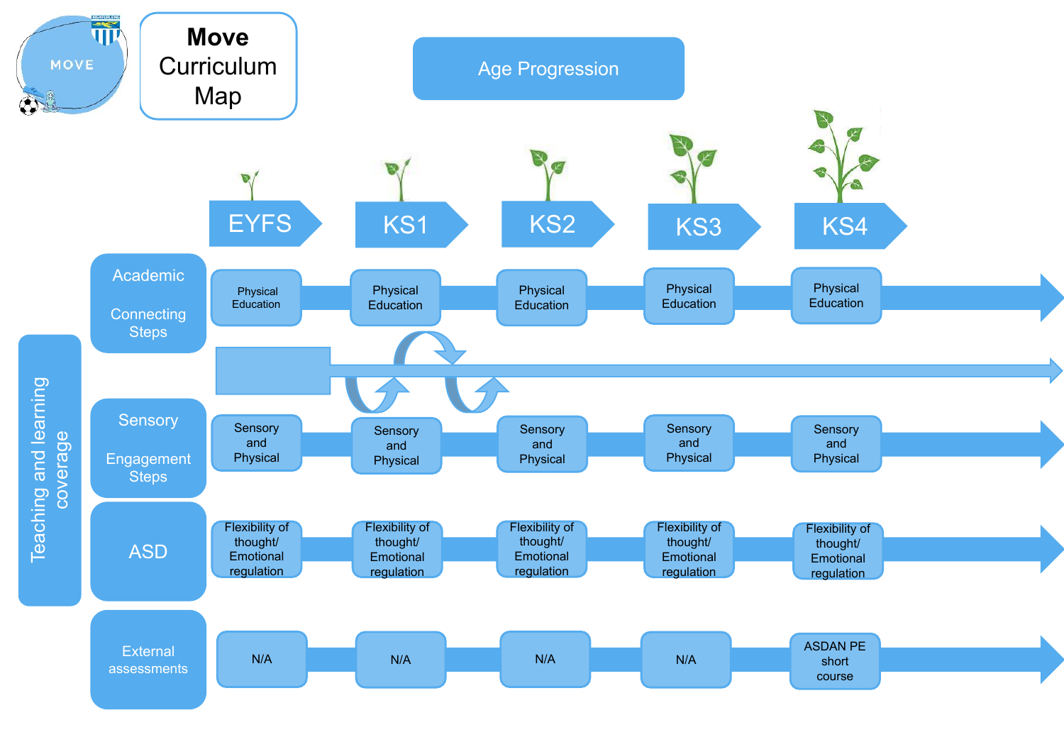# Move Curriculum Map

MOVE

Age Progression

| Teaching and learning coverage | EYFS | KS1 | KS2 | KS3 | KS4 |
|---|---|---|---|---|---|
| Academic Connecting Steps | Physical Education | Physical Education | Physical Education | Physical Education | Physical Education |
| Sensory Engagement Steps | Sensory and Physical | Sensory and Physical | Sensory and Physical | Sensory and Physical | Sensory and Physical |
| ASD | Flexibility of thought/ Emotional regulation | Flexibility of thought/ Emotional regulation | Flexibility of thought/ Emotional regulation | Flexibility of thought/ Emotional regulation | Flexibility of thought/ Emotional regulation |
| External assessments | N/A | N/A | N/A | N/A | ASDAN PE short course |